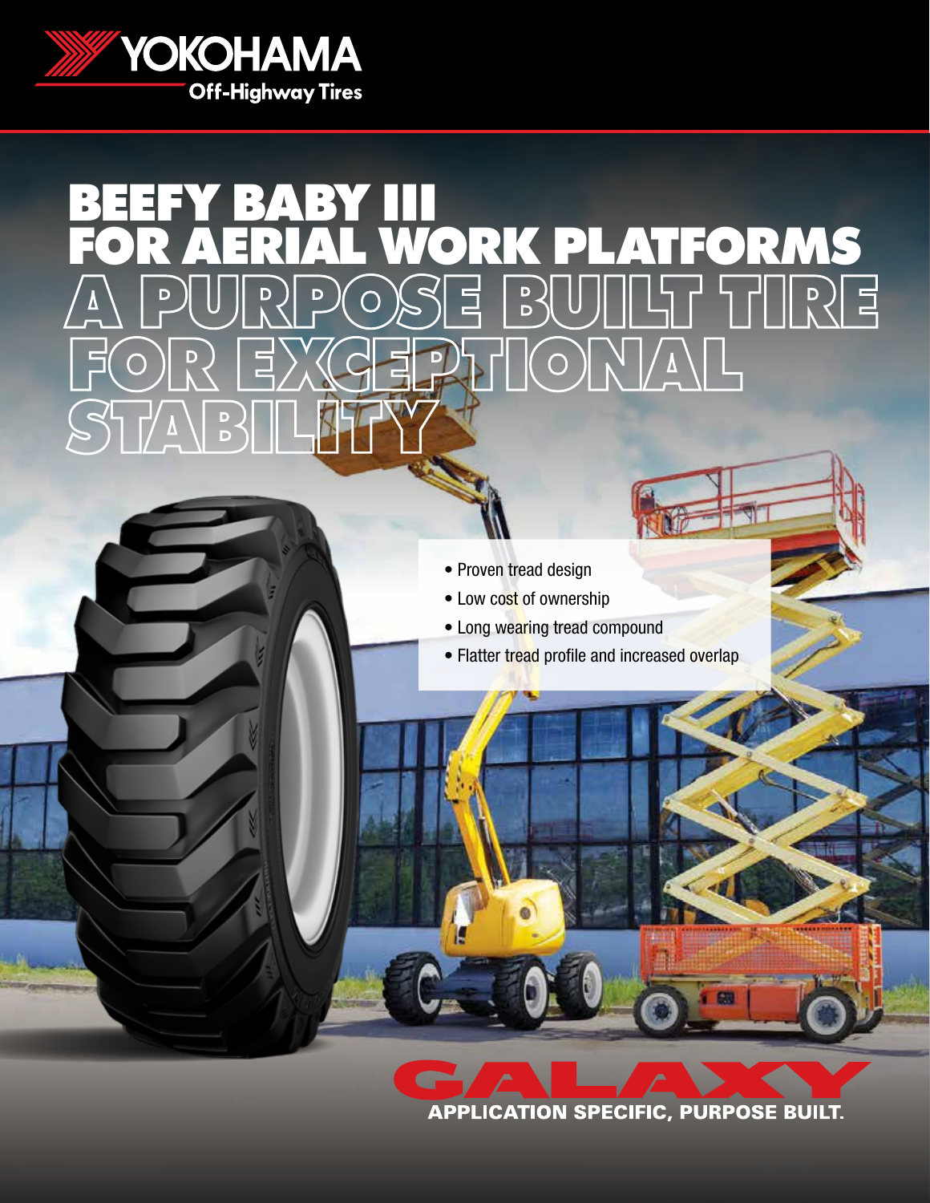YOKOHAMA

Off-Highway Tires

# BEEFY BABY III FOR AERIAL WORK PLATFORMS

## A PURPOSE BUILT TIRE FOR EXCEPTIONAL STABILITY

- Proven tread design
- Low cost of ownership
- Long wearing tread compound
- Flatter tread profile and increased overlap

GALAXY

APPLICATION SPECIFIC, PURPOSE BUILT.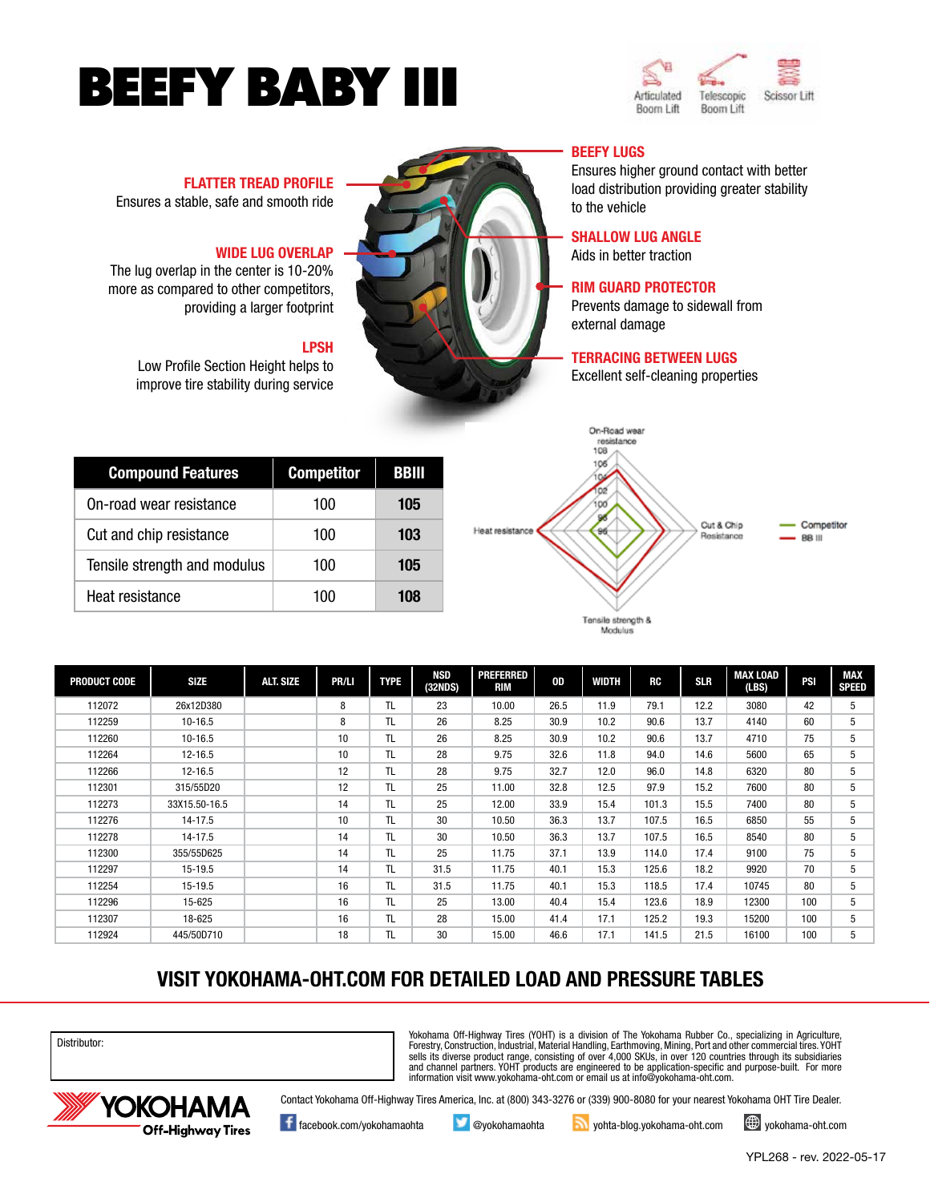# BEEFY BABY III

Articulated Boom Lift
Telescopic Boom Lift
Scissor Lift

**FLATTER TREAD PROFILE**
Ensures a stable, safe and smooth ride

**WIDE LUG OVERLAP**
The lug overlap in the center is 10-20% more as compared to other competitors, providing a larger footprint

**LPSH**
Low Profile Section Height helps to improve tire stability during service

**BEEFY LUGS**
Ensures higher ground contact with better load distribution providing greater stability to the vehicle

**SHALLOW LUG ANGLE**
Aids in better traction

**RIM GUARD PROTECTOR**
Prevents damage to sidewall from external damage

**TERRACING BETWEEN LUGS**
Excellent self-cleaning properties

| Compound Features | Competitor | BBIII |
|---|---|---|
| On-road wear resistance | 100 | **105** |
| Cut and chip resistance | 100 | **103** |
| Tensile strength and modulus | 100 | **105** |
| Heat resistance | 100 | **108** |

On-Road wear resistance
108
106
104
102
100
98
96
Heat resistance
Cut & Chip Resistance
Tensile strength & Modulus
Competitor
BB III

| PRODUCT CODE | SIZE | ALT. SIZE | PR/LI | TYPE | NSD (32NDS) | PREFERRED RIM | OD | WIDTH | RC | SLR | MAX LOAD (LBS) | PSI | MAX SPEED |
|---|---|---|---|---|---|---|---|---|---|---|---|---|---|
| 112072 | 26x12D380 | | 8 | TL | 23 | 10.00 | 26.5 | 11.9 | 79.1 | 12.2 | 3080 | 42 | 5 |
| 112259 | 10-16.5 | | 8 | TL | 26 | 8.25 | 30.9 | 10.2 | 90.6 | 13.7 | 4140 | 60 | 5 |
| 112260 | 10-16.5 | | 10 | TL | 26 | 8.25 | 30.9 | 10.2 | 90.6 | 13.7 | 4710 | 75 | 5 |
| 112264 | 12-16.5 | | 10 | TL | 28 | 9.75 | 32.6 | 11.8 | 94.0 | 14.6 | 5600 | 65 | 5 |
| 112266 | 12-16.5 | | 12 | TL | 28 | 9.75 | 32.7 | 12.0 | 96.0 | 14.8 | 6320 | 80 | 5 |
| 112301 | 315/55D20 | | 12 | TL | 25 | 11.00 | 32.8 | 12.5 | 97.9 | 15.2 | 7600 | 80 | 5 |
| 112273 | 33X15.50-16.5 | | 14 | TL | 25 | 12.00 | 33.9 | 15.4 | 101.3 | 15.5 | 7400 | 80 | 5 |
| 112276 | 14-17.5 | | 10 | TL | 30 | 10.50 | 36.3 | 13.7 | 107.5 | 16.5 | 6850 | 55 | 5 |
| 112278 | 14-17.5 | | 14 | TL | 30 | 10.50 | 36.3 | 13.7 | 107.5 | 16.5 | 8540 | 80 | 5 |
| 112300 | 355/55D625 | | 14 | TL | 25 | 11.75 | 37.1 | 13.9 | 114.0 | 17.4 | 9100 | 75 | 5 |
| 112297 | 15-19.5 | | 14 | TL | 31.5 | 11.75 | 40.1 | 15.3 | 125.6 | 18.2 | 9920 | 70 | 5 |
| 112254 | 15-19.5 | | 16 | TL | 31.5 | 11.75 | 40.1 | 15.3 | 118.5 | 17.4 | 10745 | 80 | 5 |
| 112296 | 15-625 | | 16 | TL | 25 | 13.00 | 40.4 | 15.4 | 123.6 | 18.9 | 12300 | 100 | 5 |
| 112307 | 18-625 | | 16 | TL | 28 | 15.00 | 41.4 | 17.1 | 125.2 | 19.3 | 15200 | 100 | 5 |
| 112924 | 445/50D710 | | 18 | TL | 30 | 15.00 | 46.6 | 17.1 | 141.5 | 21.5 | 16100 | 100 | 5 |

## VISIT YOKOHAMA-OHT.COM FOR DETAILED LOAD AND PRESSURE TABLES

Distributor:

Yokohama Off-Highway Tires (YOHT) is a division of The Yokohama Rubber Co., specializing in Agriculture, Forestry, Construction, Industrial, Material Handling, Earthmoving, Mining, Port and other commercial tires. YOHT sells its diverse product range, consisting of over 4,000 SKUs, in over 120 countries through its subsidiaries and channel partners. YOHT products are engineered to be application-specific and purpose-built. For more information visit www.yokohama-oht.com or email us at info@yokohama-oht.com.

YOKOHAMA Off-Highway Tires

Contact Yokohama Off-Highway Tires America, Inc. at (800) 343-3276 or (339) 900-8080 for your nearest Yokohama OHT Tire Dealer.

facebook.com/yokohamaohta | @yokohamaohta | yohta-blog.yokohama-oht.com | yokohama-oht.com

YPL268 - rev. 2022-05-17